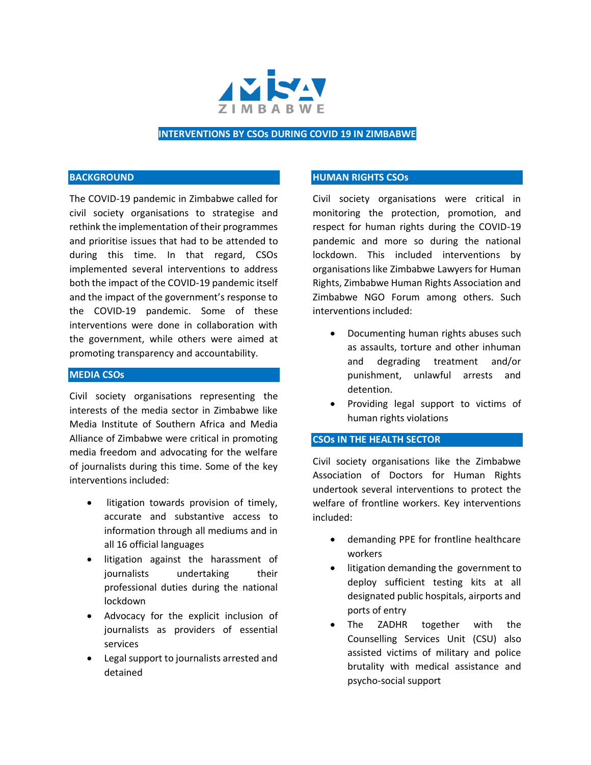MISA ZIMBABWE

# INTERVENTIONS BY CSOs DURING COVID 19 IN ZIMBABWE

## BACKGROUND

The COVID-19 pandemic in Zimbabwe called for civil society organisations to strategise and rethink the implementation of their programmes and prioritise issues that had to be attended to during this time. In that regard, CSOs implemented several interventions to address both the impact of the COVID-19 pandemic itself and the impact of the government's response to the COVID-19 pandemic. Some of these interventions were done in collaboration with the government, while others were aimed at promoting transparency and accountability.

## MEDIA CSOs

Civil society organisations representing the interests of the media sector in Zimbabwe like Media Institute of Southern Africa and Media Alliance of Zimbabwe were critical in promoting media freedom and advocating for the welfare of journalists during this time. Some of the key interventions included:

- litigation towards provision of timely, accurate and substantive access to information through all mediums and in all 16 official languages
- litigation against the harassment of journalists undertaking their professional duties during the national lockdown
- Advocacy for the explicit inclusion of journalists as providers of essential services
- Legal support to journalists arrested and detained

## HUMAN RIGHTS CSOs

Civil society organisations were critical in monitoring the protection, promotion, and respect for human rights during the COVID-19 pandemic and more so during the national lockdown. This included interventions by organisations like Zimbabwe Lawyers for Human Rights, Zimbabwe Human Rights Association and Zimbabwe NGO Forum among others. Such interventions included:

- Documenting human rights abuses such as assaults, torture and other inhuman and degrading treatment and/or punishment, unlawful arrests and detention.
- Providing legal support to victims of human rights violations

## CSOs IN THE HEALTH SECTOR

Civil society organisations like the Zimbabwe Association of Doctors for Human Rights undertook several interventions to protect the welfare of frontline workers. Key interventions included:

- demanding PPE for frontline healthcare workers
- litigation demanding the government to deploy sufficient testing kits at all designated public hospitals, airports and ports of entry
- The ZADHR together with the Counselling Services Unit (CSU) also assisted victims of military and police brutality with medical assistance and psycho-social support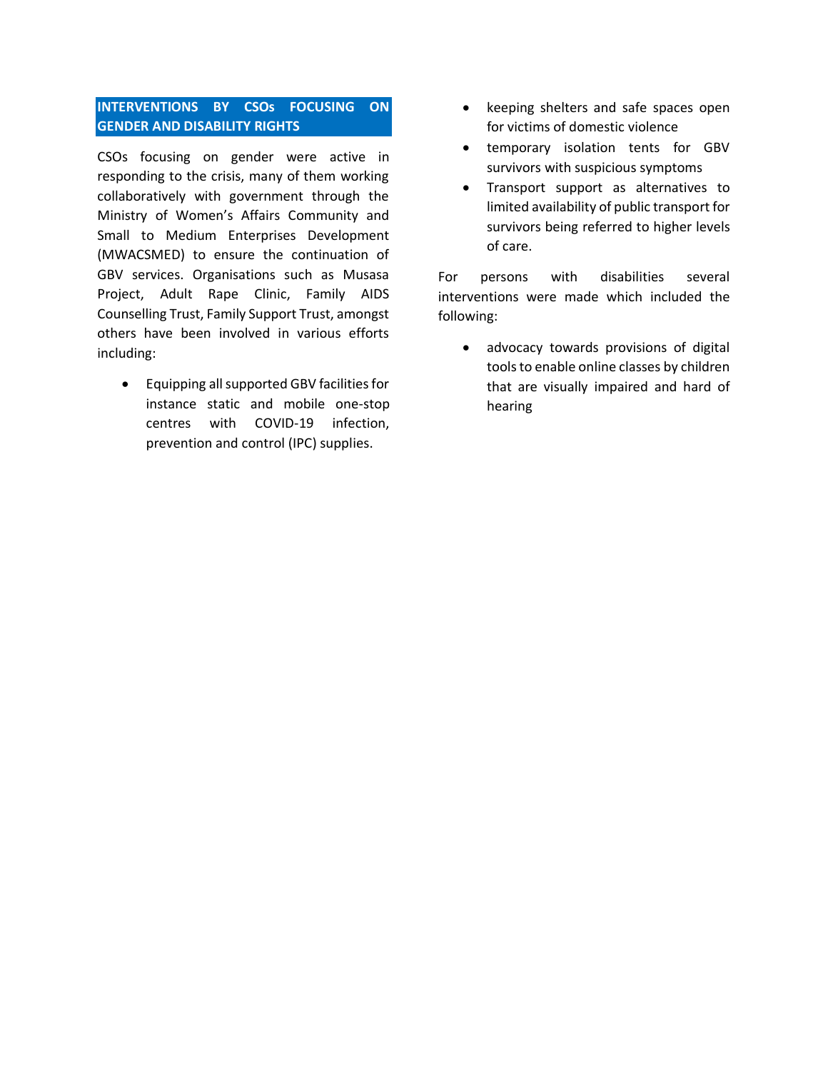## INTERVENTIONS BY CSOs FOCUSING ON GENDER AND DISABILITY RIGHTS

CSOs focusing on gender were active in responding to the crisis, many of them working collaboratively with government through the Ministry of Women's Affairs Community and Small to Medium Enterprises Development (MWACSMED) to ensure the continuation of GBV services. Organisations such as Musasa Project, Adult Rape Clinic, Family AIDS Counselling Trust, Family Support Trust, amongst others have been involved in various efforts including:

- Equipping all supported GBV facilities for instance static and mobile one-stop centres with COVID-19 infection, prevention and control (IPC) supplies.
- keeping shelters and safe spaces open for victims of domestic violence
- temporary isolation tents for GBV survivors with suspicious symptoms
- Transport support as alternatives to limited availability of public transport for survivors being referred to higher levels of care.

For persons with disabilities several interventions were made which included the following:

- advocacy towards provisions of digital tools to enable online classes by children that are visually impaired and hard of hearing